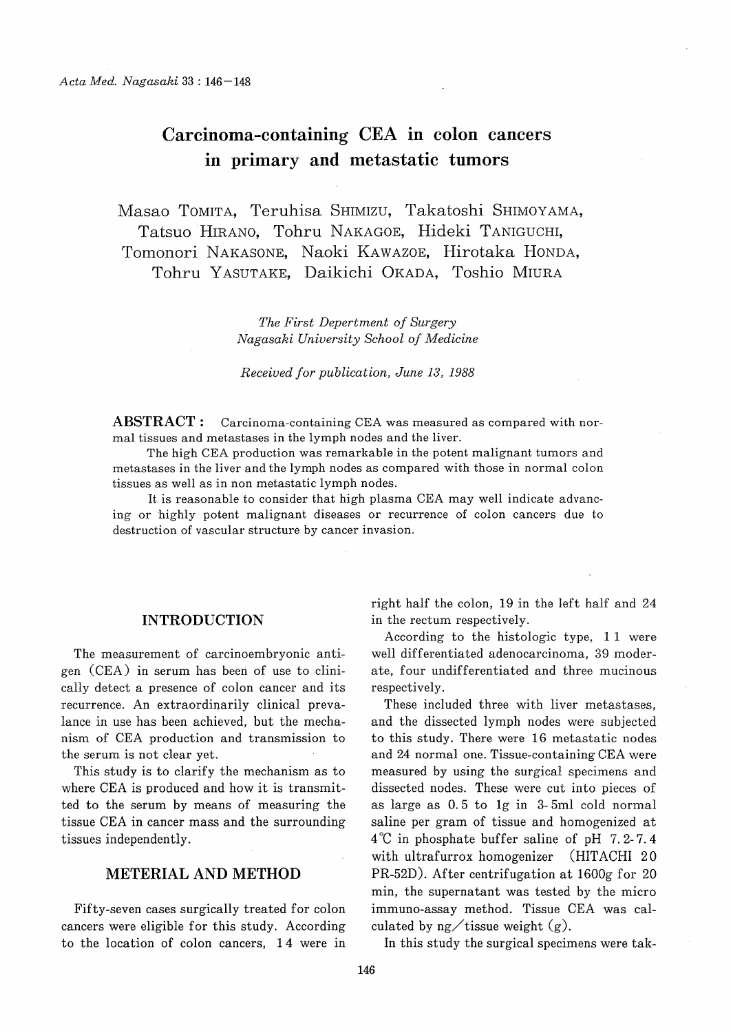# Carcinoma-containing CEA in colon cancers in primary and metastatic tumors

Masao TOMITA, Teruhisa SHIMIZU, Takatoshi SHIMOYAMA, Tatsuo HIRANO, Tohru NAKAGOE, Hideki TANIGUCHI, Tomonori NAKASONE, Naoki KAWAZOE, Hirotaka HONDA, Tohru YASUTAKE, Daikichi OKADA, Toshio MIURA

*The First Depertment of Surgery*
*Nagasaki University School of Medicine*

*Received for publication, June 13, 1988*

**ABSTRACT :** Carcinoma-containing CEA was measured as compared with normal tissues and metastases in the lymph nodes and the liver.

The high CEA production was remarkable in the potent malignant tumors and metastases in the liver and the lymph nodes as compared with those in normal colon tissues as well as in non metastatic lymph nodes.

It is reasonable to consider that high plasma CEA may well indicate advancing or highly potent malignant diseases or recurrence of colon cancers due to destruction of vascular structure by cancer invasion.

## INTRODUCTION

The measurement of carcinoembryonic antigen (CEA) in serum has been of use to clinically detect a presence of colon cancer and its recurrence. An extraordinarily clinical prevalance in use has been achieved, but the mechanism of CEA production and transmission to the serum is not clear yet.

This study is to clarify the mechanism as to where CEA is produced and how it is transmitted to the serum by means of measuring the tissue CEA in cancer mass and the surrounding tissues independently.

## METERIAL AND METHOD

Fifty-seven cases surgically treated for colon cancers were eligible for this study. According to the location of colon cancers, 14 were in right half the colon, 19 in the left half and 24 in the rectum respectively.

According to the histologic type, 11 were well differentiated adenocarcinoma, 39 moderate, four undifferentiated and three mucinous respectively.

These included three with liver metastases, and the dissected lymph nodes were subjected to this study. There were 16 metastatic nodes and 24 normal one. Tissue-containing CEA were measured by using the surgical specimens and dissected nodes. These were cut into pieces of as large as 0.5 to 1g in 3-5ml cold normal saline per gram of tissue and homogenized at 4℃ in phosphate buffer saline of pH 7.2-7.4 with ultrafurrox homogenizer (HITACHI 20 PR-52D). After centrifugation at 1600g for 20 min, the supernatant was tested by the micro immuno-assay method. Tissue CEA was calculated by ng/tissue weight (g).

In this study the surgical specimens were tak-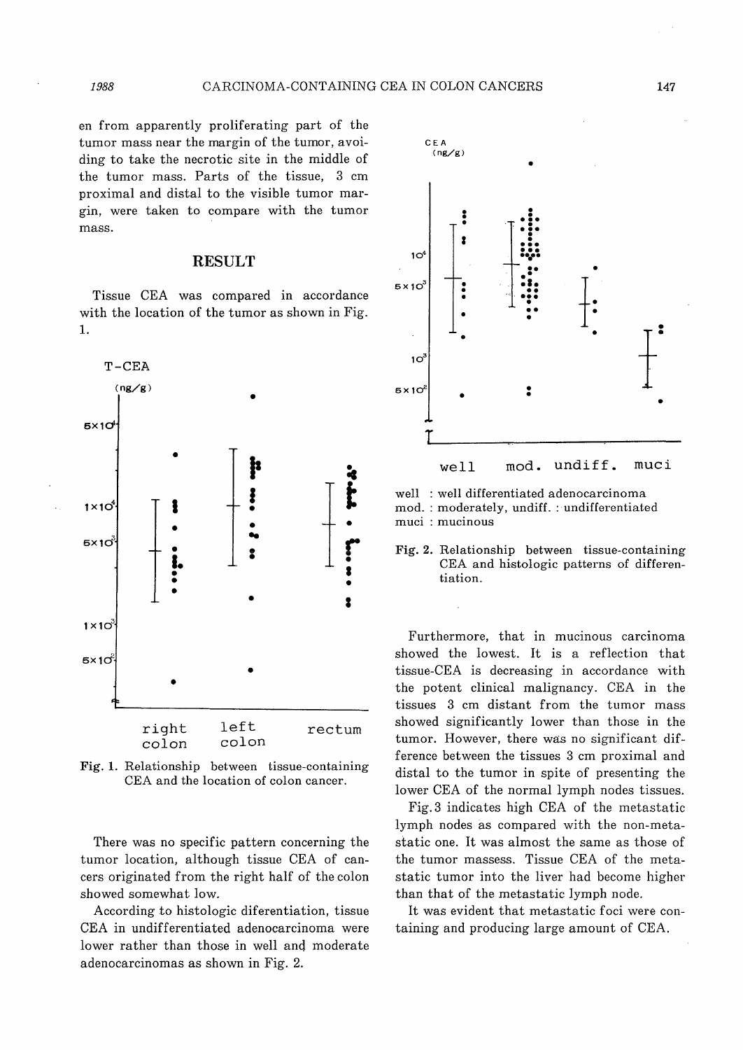en from apparently proliferating part of the tumor mass near the margin of the tumor, avoiding to take the necrotic site in the middle of the tumor mass. Parts of the tissue, 3 cm proximal and distal to the visible tumor margin, were taken to compare with the tumor mass.

## RESULT

Tissue CEA was compared in accordance with the location of the tumor as shown in Fig. 1.

Fig. 1. Relationship between tissue-containing CEA and the location of colon cancer.

There was no specific pattern concerning the tumor location, although tissue CEA of cancers originated from the right half of the colon showed somewhat low.

According to histologic diferentiation, tissue CEA in undifferentiated adenocarcinoma were lower rather than those in well and moderate adenocarcinomas as shown in Fig. 2.

well : well differentiated adenocarcinoma
mod. : moderately, undiff. : undifferentiated
muci : mucinous

Fig. 2. Relationship between tissue-containing CEA and histologic patterns of differentiation.

Furthermore, that in mucinous carcinoma showed the lowest. It is a reflection that tissue-CEA is decreasing in accordance with the potent clinical malignancy. CEA in the tissues 3 cm distant from the tumor mass showed significantly lower than those in the tumor. However, there was no significant difference between the tissues 3 cm proximal and distal to the tumor in spite of presenting the lower CEA of the normal lymph nodes tissues.

Fig. 3 indicates high CEA of the metastatic lymph nodes as compared with the non-metastatic one. It was almost the same as those of the tumor massess. Tissue CEA of the metastatic tumor into the liver had become higher than that of the metastatic lymph node.

It was evident that metastatic foci were containing and producing large amount of CEA.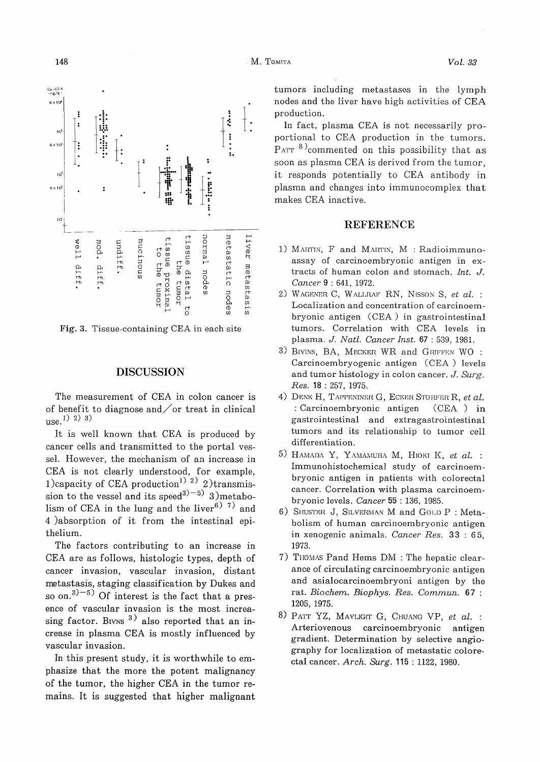Ca-CEA
(ng/g)
$5\times10^4$
$10^4$
$5\times10^3$
$10^3$
$5\times10^2$
$10^2$

well diff.
mod. diff.
undiff.
mucinous
tissue proximal to the tumor
tissue distal to the tumor
normal nodes
metastatic nodes
liver metastasis

**Fig. 3.** Tissue-containing CEA in each site

## DISCUSSION

The measurement of CEA in colon cancer is of benefit to diagnose and/or treat in clinical use.[1) 2) 3)]

It is well known that CEA is produced by cancer cells and transmitted to the portal vessel. However, the mechanism of an increase in CEA is not clearly understood, for example, 1)capacity of CEA production[1) 2)] 2)transmission to the vessel and its speed[3)−5)] 3)metabolism of CEA in the lung and the liver[6) 7)] and 4 )absorption of it from the intestinal epithelium.

The factors contributing to an increase in CEA are as follows, histologic types, depth of cancer invasion, vascular invasion, distant metastasis, staging classification by Dukes and so on.[3)−5)] Of interest is the fact that a presence of vascular invasion is the most increasing factor. BIVNS [3)] also reported that an increase in plasma CEA is mostly influenced by vascular invasion.

In this present study, it is worthwhile to emphasize that the more the potent malignancy of the tumor, the higher CEA in the tumor remains. It is suggested that higher malignant tumors including metastases in the lymph nodes and the liver have high activities of CEA production.

In fact, plasma CEA is not necessarily proportional to CEA production in the tumors. PATT [8)]commented on this possibility that as soon as plasma CEA is derived from the tumor, it responds potentially to CEA antibody in plasma and changes into immunocomplex that makes CEA inactive.

## REFERENCE

1) MARTIN, F and MARTIN, M : Radioimmunoassay of carcinoembryonic antigen in extracts of human colon and stomach. *Int. J. Cancer* **9** : 641, 1972.
2) WAGENER C, WALLRAF RN, NISSON S, *et al.* : Localization and concentration of carcinoembryonic antigen (CEA ) in gastrointestinal tumors. Correlation with CEA levels in plasma. *J. Natl. Cancer Inst.* **67** : 539, 1981.
3) BIVINS, BA, MECKER WR and GRIFFEN WO : Carcinoembryogenic antigen (CEA ) levels and tumor histology in colon cancer. *J. Surg. Res.* **18** : 257, 1975.
4) DENK H, TAPPENINER G, ECKER STORFER R, *et al.* : Carcinoembryonic antigen (CEA ) in gastrointestinal and extragastrointestinal tumors and its relationship to tumor cell differentiation.
5) HAMADA Y, YAMAMURA M, HIOKI K, *et al.* : Immunohistochemical study of carcinoembryonic antigen in patients with colorectal cancer. Correlation with plasma carcinoembryonic levels. *Cancer* **55** : 136, 1985.
6) SHUSTER J, SILVERMAN M and GOLD P : Metabolism of human carcinoembryonic antigen in xenogenic animals. *Cancer Res.* **33** : 65, 1973.
7) THOMAS Pand Hems DM : The hepatic clearance of circulating carcinoembryonic antigen and asialocarcinoembryoni antigen by the rat. *Biochem. Biophys. Res. Commun.* **67** : 1205, 1975.
8) PATT YZ, MAVLIGIT G, CHUANG VP, *et al.* : Arteriovenous carcinoembryonic antigen gradient. Determination by selective angiography for localization of metastatic colorectal cancer. *Arch. Surg.* **115** : 1122, 1980.